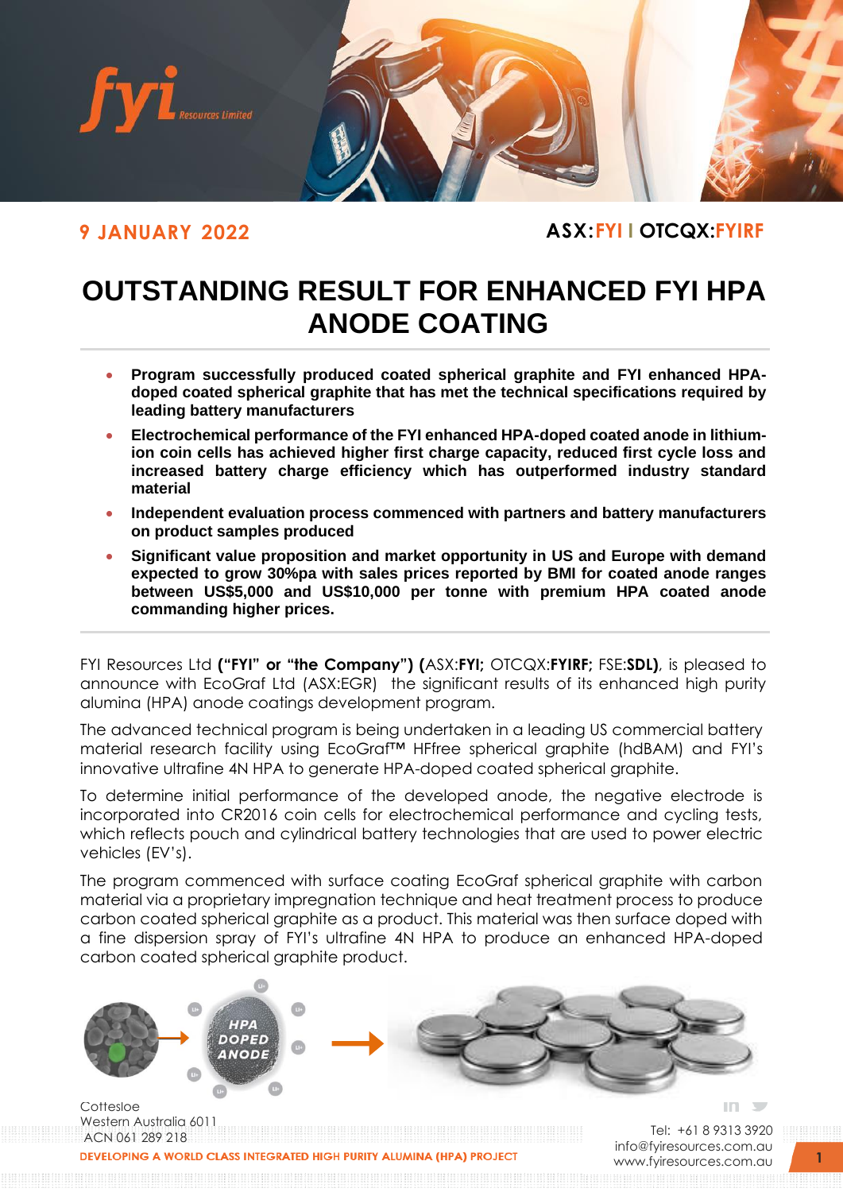**9 JANUARY 2022**

**ASX:FYI I OTCQX:FYIRF**

# OUTSTANDING RESULT FOR ENHANCED FYI HPA ANODE COATING

- **Program successfully produced coated spherical graphite and FYI enhanced HPA-doped coated spherical graphite that has met the technical specifications required by leading battery manufacturers**
- **Electrochemical performance of the FYI enhanced HPA-doped coated anode in lithium-ion coin cells has achieved higher first charge capacity, reduced first cycle loss and increased battery charge efficiency which has outperformed industry standard material**
- **Independent evaluation process commenced with partners and battery manufacturers on product samples produced**
- **Significant value proposition and market opportunity in US and Europe with demand expected to grow 30%pa with sales prices reported by BMI for coated anode ranges between US$5,000 and US$10,000 per tonne with premium HPA coated anode commanding higher prices.**

FYI Resources Ltd **("FYI" or "the Company") (**ASX:**FYI;** OTCQX:**FYIRF;** FSE:**SDL)**, is pleased to announce with EcoGraf Ltd (ASX:EGR) the significant results of its enhanced high purity alumina (HPA) anode coatings development program.

The advanced technical program is being undertaken in a leading US commercial battery material research facility using EcoGraf™ HFfree spherical graphite (hdBAM) and FYI's innovative ultrafine 4N HPA to generate HPA-doped coated spherical graphite.

To determine initial performance of the developed anode, the negative electrode is incorporated into CR2016 coin cells for electrochemical performance and cycling tests, which reflects pouch and cylindrical battery technologies that are used to power electric vehicles (EV's).

The program commenced with surface coating EcoGraf spherical graphite with carbon material via a proprietary impregnation technique and heat treatment process to produce carbon coated spherical graphite as a product. This material was then surface doped with a fine dispersion spray of FYI's ultrafine 4N HPA to produce an enhanced HPA-doped carbon coated spherical graphite product.

Cottesloe
Western Australia 6011
ACN 061 289 218

Tel: +61 8 9313 3920
info@fyiresources.com.au
www.fyiresources.com.au

DEVELOPING A WORLD CLASS INTEGRATED HIGH PURITY ALUMINA (HPA) PROJECT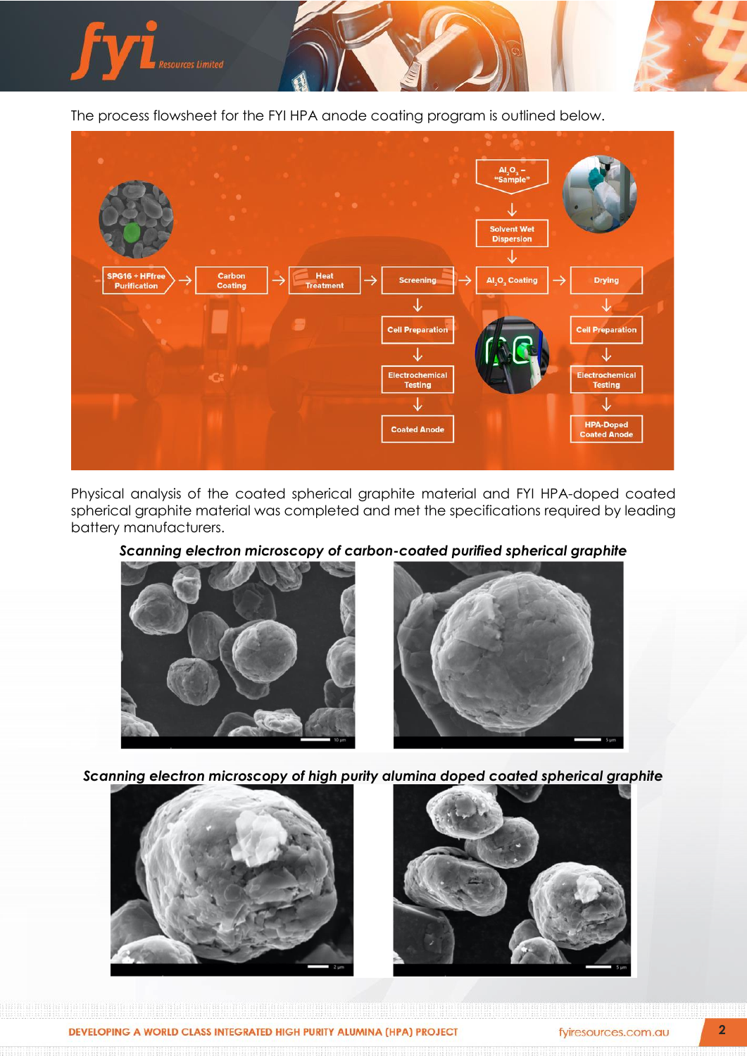The process flowsheet for the FYI HPA anode coating program is outlined below.

Physical analysis of the coated spherical graphite material and FYI HPA-doped coated spherical graphite material was completed and met the specifications required by leading battery manufacturers.

***Scanning electron microscopy of carbon-coated purified spherical graphite***

***Scanning electron microscopy of high purity alumina doped coated spherical graphite***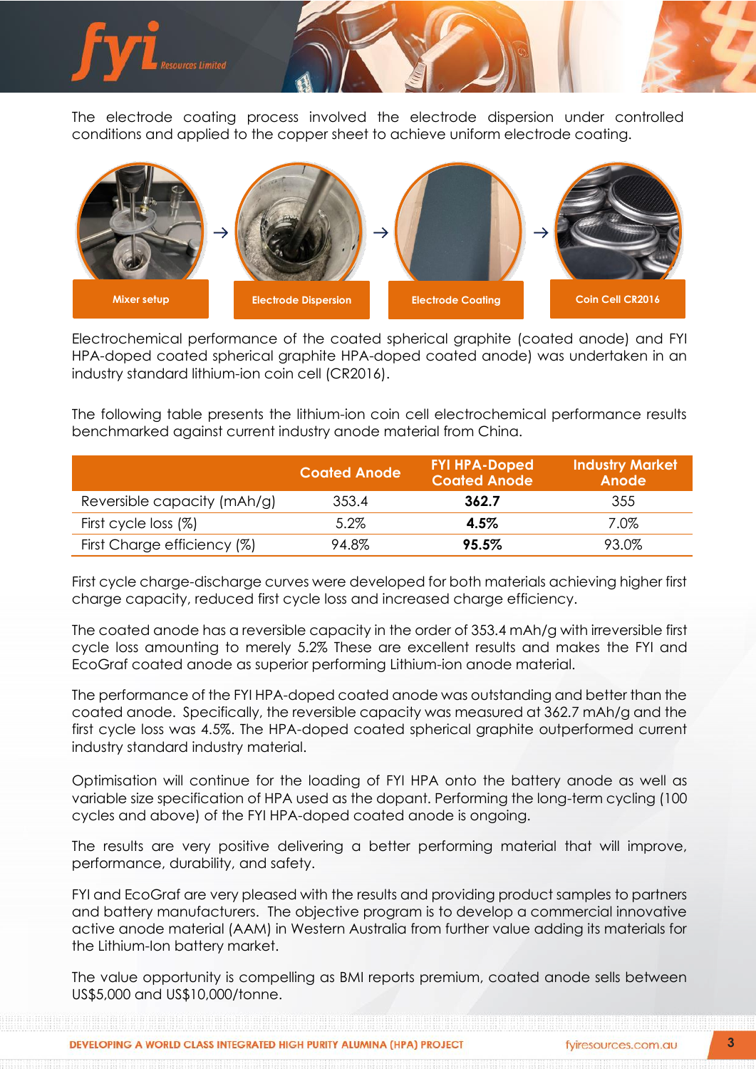The electrode coating process involved the electrode dispersion under controlled conditions and applied to the copper sheet to achieve uniform electrode coating.

Mixer setup → Electrode Dispersion → Electrode Coating → Coin Cell CR2016

Electrochemical performance of the coated spherical graphite (coated anode) and FYI HPA-doped coated spherical graphite HPA-doped coated anode) was undertaken in an industry standard lithium-ion coin cell (CR2016).

The following table presents the lithium-ion coin cell electrochemical performance results benchmarked against current industry anode material from China.

| | Coated Anode | FYI HPA-Doped Coated Anode | Industry Market Anode |
|---|---|---|---|
| Reversible capacity (mAh/g) | 353.4 | **362.7** | 355 |
| First cycle loss (%) | 5.2% | **4.5%** | 7.0% |
| First Charge efficiency (%) | 94.8% | **95.5%** | 93.0% |

First cycle charge-discharge curves were developed for both materials achieving higher first charge capacity, reduced first cycle loss and increased charge efficiency.

The coated anode has a reversible capacity in the order of 353.4 mAh/g with irreversible first cycle loss amounting to merely 5.2% These are excellent results and makes the FYI and EcoGraf coated anode as superior performing Lithium-ion anode material.

The performance of the FYI HPA-doped coated anode was outstanding and better than the coated anode. Specifically, the reversible capacity was measured at 362.7 mAh/g and the first cycle loss was 4.5%. The HPA-doped coated spherical graphite outperformed current industry standard industry material.

Optimisation will continue for the loading of FYI HPA onto the battery anode as well as variable size specification of HPA used as the dopant. Performing the long-term cycling (100 cycles and above) of the FYI HPA-doped coated anode is ongoing.

The results are very positive delivering a better performing material that will improve, performance, durability, and safety.

FYI and EcoGraf are very pleased with the results and providing product samples to partners and battery manufacturers. The objective program is to develop a commercial innovative active anode material (AAM) in Western Australia from further value adding its materials for the Lithium-Ion battery market.

The value opportunity is compelling as BMI reports premium, coated anode sells between US$5,000 and US$10,000/tonne.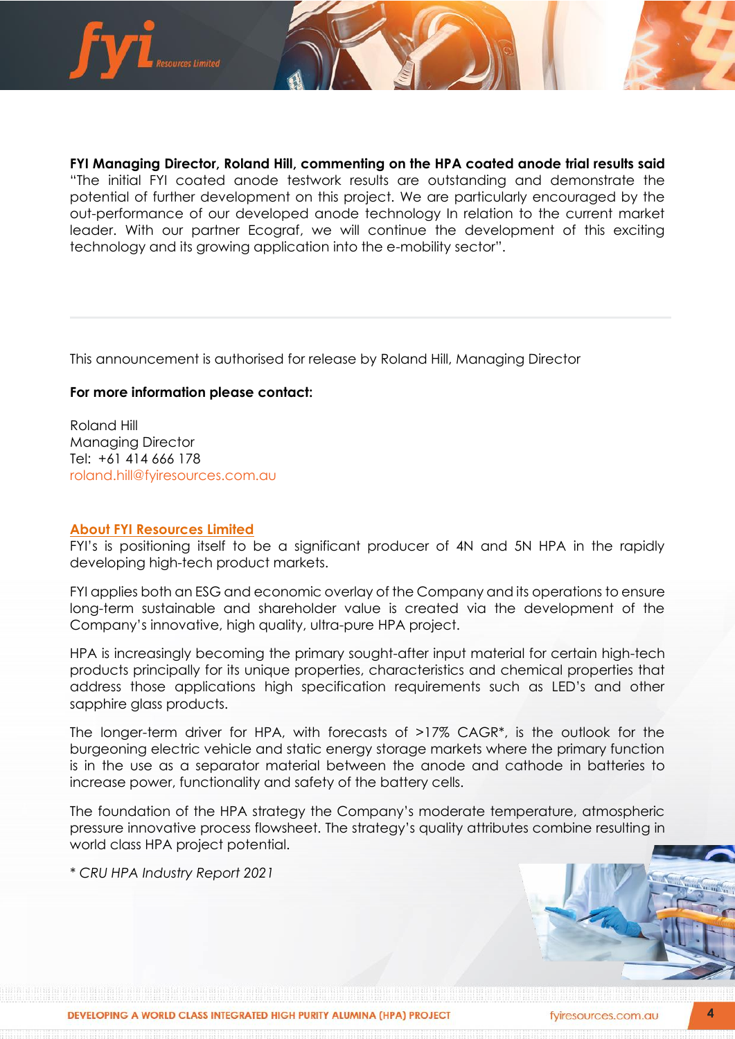**FYI Managing Director, Roland Hill, commenting on the HPA coated anode trial results said** "The initial FYI coated anode testwork results are outstanding and demonstrate the potential of further development on this project. We are particularly encouraged by the out-performance of our developed anode technology In relation to the current market leader. With our partner Ecograf, we will continue the development of this exciting technology and its growing application into the e-mobility sector".

---

This announcement is authorised for release by Roland Hill, Managing Director

**For more information please contact:**

Roland Hill
Managing Director
Tel: +61 414 666 178
roland.hill@fyiresources.com.au

## About FYI Resources Limited

FYI's is positioning itself to be a significant producer of 4N and 5N HPA in the rapidly developing high-tech product markets.

FYI applies both an ESG and economic overlay of the Company and its operations to ensure long-term sustainable and shareholder value is created via the development of the Company's innovative, high quality, ultra-pure HPA project.

HPA is increasingly becoming the primary sought-after input material for certain high-tech products principally for its unique properties, characteristics and chemical properties that address those applications high specification requirements such as LED's and other sapphire glass products.

The longer-term driver for HPA, with forecasts of >17% CAGR*, is the outlook for the burgeoning electric vehicle and static energy storage markets where the primary function is in the use as a separator material between the anode and cathode in batteries to increase power, functionality and safety of the battery cells.

The foundation of the HPA strategy the Company's moderate temperature, atmospheric pressure innovative process flowsheet. The strategy's quality attributes combine resulting in world class HPA project potential.

*\* CRU HPA Industry Report 2021*